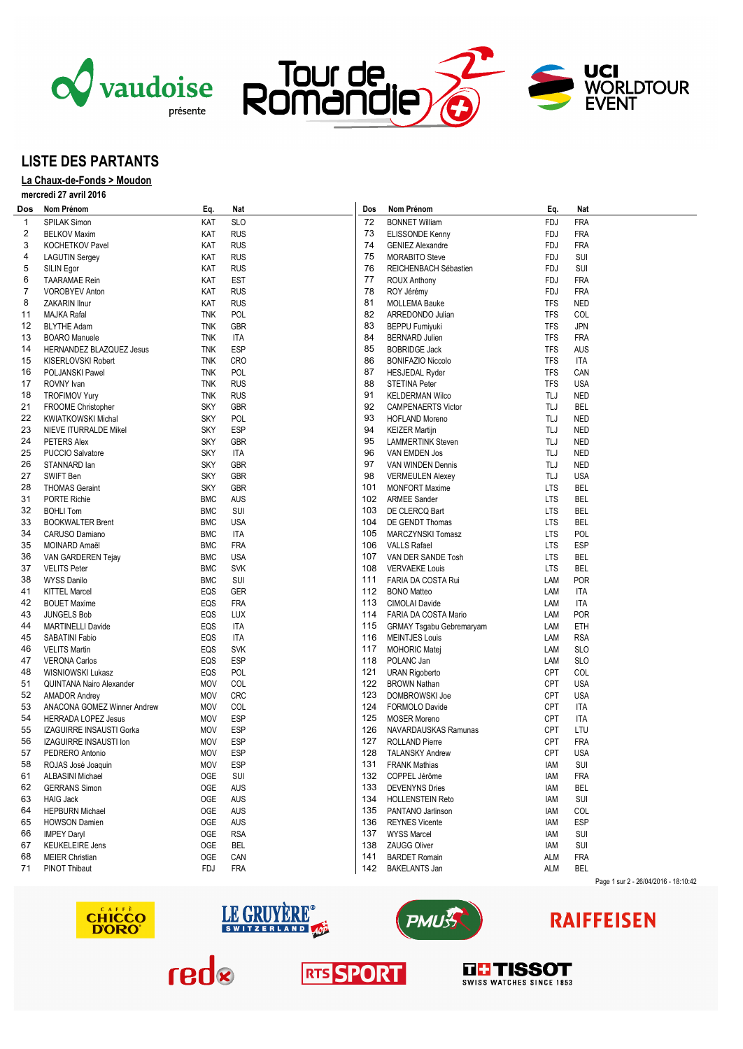# LISTE DES PARTANTS

**La Chaux-de-Fonds > Moudon**

**mercredi 27 avril 2016**

| Dos | Nom Prénom | Eq. | Nat |
|---|---|---|---|
| 1 | SPILAK Simon | KAT | SLO |
| 2 | BELKOV Maxim | KAT | RUS |
| 3 | KOCHETKOV Pavel | KAT | RUS |
| 4 | LAGUTIN Sergey | KAT | RUS |
| 5 | SILIN Egor | KAT | RUS |
| 6 | TAARAMAE Rein | KAT | EST |
| 7 | VOROBYEV Anton | KAT | RUS |
| 8 | ZAKARIN Ilnur | KAT | RUS |
| 11 | MAJKA Rafal | TNK | POL |
| 12 | BLYTHE Adam | TNK | GBR |
| 13 | BOARO Manuele | TNK | ITA |
| 14 | HERNANDEZ BLAZQUEZ Jesus | TNK | ESP |
| 15 | KISERLOVSKI Robert | TNK | CRO |
| 16 | POLJANSKI Pawel | TNK | POL |
| 17 | ROVNY Ivan | TNK | RUS |
| 18 | TROFIMOV Yury | TNK | RUS |
| 21 | FROOME Christopher | SKY | GBR |
| 22 | KWIATKOWSKI Michal | SKY | POL |
| 23 | NIEVE ITURRALDE Mikel | SKY | ESP |
| 24 | PETERS Alex | SKY | GBR |
| 25 | PUCCIO Salvatore | SKY | ITA |
| 26 | STANNARD Ian | SKY | GBR |
| 27 | SWIFT Ben | SKY | GBR |
| 28 | THOMAS Geraint | SKY | GBR |
| 31 | PORTE Richie | BMC | AUS |
| 32 | BOHLI Tom | BMC | SUI |
| 33 | BOOKWALTER Brent | BMC | USA |
| 34 | CARUSO Damiano | BMC | ITA |
| 35 | MOINARD Amaël | BMC | FRA |
| 36 | VAN GARDEREN Tejay | BMC | USA |
| 37 | VELITS Peter | BMC | SVK |
| 38 | WYSS Danilo | BMC | SUI |
| 41 | KITTEL Marcel | EQS | GER |
| 42 | BOUET Maxime | EQS | FRA |
| 43 | JUNGELS Bob | EQS | LUX |
| 44 | MARTINELLI Davide | EQS | ITA |
| 45 | SABATINI Fabio | EQS | ITA |
| 46 | VELITS Martin | EQS | SVK |
| 47 | VERONA Carlos | EQS | ESP |
| 48 | WISNIOWSKI Lukasz | EQS | POL |
| 51 | QUINTANA Nairo Alexander | MOV | COL |
| 52 | AMADOR Andrey | MOV | CRC |
| 53 | ANACONA GOMEZ Winner Andrew | MOV | COL |
| 54 | HERRADA LOPEZ Jesus | MOV | ESP |
| 55 | IZAGUIRRE INSAUSTI Gorka | MOV | ESP |
| 56 | IZAGUIRRE INSAUSTI Ion | MOV | ESP |
| 57 | PEDRERO Antonio | MOV | ESP |
| 58 | ROJAS José Joaquin | MOV | ESP |
| 61 | ALBASINI Michael | OGE | SUI |
| 62 | GERRANS Simon | OGE | AUS |
| 63 | HAIG Jack | OGE | AUS |
| 64 | HEPBURN Michael | OGE | AUS |
| 65 | HOWSON Damien | OGE | AUS |
| 66 | IMPEY Daryl | OGE | RSA |
| 67 | KEUKELEIRE Jens | OGE | BEL |
| 68 | MEIER Christian | OGE | CAN |
| 71 | PINOT Thibaut | FDJ | FRA |
| 72 | BONNET William | FDJ | FRA |
| 73 | ELISSONDE Kenny | FDJ | FRA |
| 74 | GENIEZ Alexandre | FDJ | FRA |
| 75 | MORABITO Steve | FDJ | SUI |
| 76 | REICHENBACH Sébastien | FDJ | SUI |
| 77 | ROUX Anthony | FDJ | FRA |
| 78 | ROY Jérémy | FDJ | FRA |
| 81 | MOLLEMA Bauke | TFS | NED |
| 82 | ARREDONDO Julian | TFS | COL |
| 83 | BEPPU Fumiyuki | TFS | JPN |
| 84 | BERNARD Julien | TFS | FRA |
| 85 | BOBRIDGE Jack | TFS | AUS |
| 86 | BONIFAZIO Niccolo | TFS | ITA |
| 87 | HESJEDAL Ryder | TFS | CAN |
| 88 | STETINA Peter | TFS | USA |
| 91 | KELDERMAN Wilco | TLJ | NED |
| 92 | CAMPENAERTS Victor | TLJ | BEL |
| 93 | HOFLAND Moreno | TLJ | NED |
| 94 | KEIZER Martijn | TLJ | NED |
| 95 | LAMMERTINK Steven | TLJ | NED |
| 96 | VAN EMDEN Jos | TLJ | NED |
| 97 | VAN WINDEN Dennis | TLJ | NED |
| 98 | VERMEULEN Alexey | TLJ | USA |
| 101 | MONFORT Maxime | LTS | BEL |
| 102 | ARMEE Sander | LTS | BEL |
| 103 | DE CLERCQ Bart | LTS | BEL |
| 104 | DE GENDT Thomas | LTS | BEL |
| 105 | MARCZYNSKI Tomasz | LTS | POL |
| 106 | VALLS Rafael | LTS | ESP |
| 107 | VAN DER SANDE Tosh | LTS | BEL |
| 108 | VERVAEKE Louis | LTS | BEL |
| 111 | FARIA DA COSTA Rui | LAM | POR |
| 112 | BONO Matteo | LAM | ITA |
| 113 | CIMOLAI Davide | LAM | ITA |
| 114 | FARIA DA COSTA Mario | LAM | POR |
| 115 | GRMAY Tsgabu Gebremaryam | LAM | ETH |
| 116 | MEINTJES Louis | LAM | RSA |
| 117 | MOHORIC Matej | LAM | SLO |
| 118 | POLANC Jan | LAM | SLO |
| 121 | URAN Rigoberto | CPT | COL |
| 122 | BROWN Nathan | CPT | USA |
| 123 | DOMBROWSKI Joe | CPT | USA |
| 124 | FORMOLO Davide | CPT | ITA |
| 125 | MOSER Moreno | CPT | ITA |
| 126 | NAVARDAUSKAS Ramunas | CPT | LTU |
| 127 | ROLLAND Pierre | CPT | FRA |
| 128 | TALANSKY Andrew | CPT | USA |
| 131 | FRANK Mathias | IAM | SUI |
| 132 | COPPEL Jérôme | IAM | FRA |
| 133 | DEVENYNS Dries | IAM | BEL |
| 134 | HOLLENSTEIN Reto | IAM | SUI |
| 135 | PANTANO Jarlinson | IAM | COL |
| 136 | REYNES Vicente | IAM | ESP |
| 137 | WYSS Marcel | IAM | SUI |
| 138 | ZAUGG Oliver | IAM | SUI |
| 141 | BARDET Romain | ALM | FRA |
| 142 | BAKELANTS Jan | ALM | BEL |

26/04/2016 - 18:10:42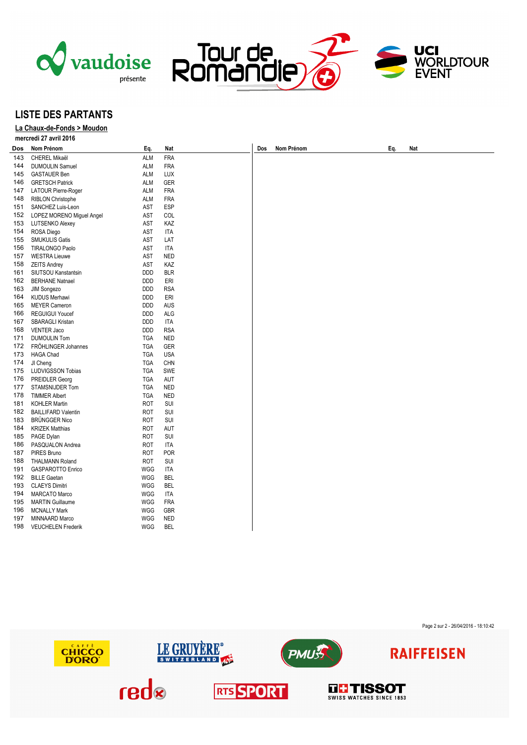## LISTE DES PARTANTS

**La Chaux-de-Fonds > Moudon**

**mercredi 27 avril 2016**

| Dos | Nom Prénom | Eq. | Nat |
|---|---|---|---|
| 143 | CHEREL Mikaël | ALM | FRA |
| 144 | DUMOULIN Samuel | ALM | FRA |
| 145 | GASTAUER Ben | ALM | LUX |
| 146 | GRETSCH Patrick | ALM | GER |
| 147 | LATOUR Pierre-Roger | ALM | FRA |
| 148 | RIBLON Christophe | ALM | FRA |
| 151 | SANCHEZ Luis-Leon | AST | ESP |
| 152 | LOPEZ MORENO Miguel Angel | AST | COL |
| 153 | LUTSENKO Alexey | AST | KAZ |
| 154 | ROSA Diego | AST | ITA |
| 155 | SMUKULIS Gatis | AST | LAT |
| 156 | TIRALONGO Paolo | AST | ITA |
| 157 | WESTRA Lieuwe | AST | NED |
| 158 | ZEITS Andrey | AST | KAZ |
| 161 | SIUTSOU Kanstantsin | DDD | BLR |
| 162 | BERHANE Natnael | DDD | ERI |
| 163 | JIM Songezo | DDD | RSA |
| 164 | KUDUS Merhawi | DDD | ERI |
| 165 | MEYER Cameron | DDD | AUS |
| 166 | REGUIGUI Youcef | DDD | ALG |
| 167 | SBARAGLI Kristan | DDD | ITA |
| 168 | VENTER Jaco | DDD | RSA |
| 171 | DUMOULIN Tom | TGA | NED |
| 172 | FRÖHLINGER Johannes | TGA | GER |
| 173 | HAGA Chad | TGA | USA |
| 174 | JI Cheng | TGA | CHN |
| 175 | LUDVIGSSON Tobias | TGA | SWE |
| 176 | PREIDLER Georg | TGA | AUT |
| 177 | STAMSNIJDER Tom | TGA | NED |
| 178 | TIMMER Albert | TGA | NED |
| 181 | KOHLER Martin | ROT | SUI |
| 182 | BAILLIFARD Valentin | ROT | SUI |
| 183 | BRÜNGGER Nico | ROT | SUI |
| 184 | KRIZEK Matthias | ROT | AUT |
| 185 | PAGE Dylan | ROT | SUI |
| 186 | PASQUALON Andrea | ROT | ITA |
| 187 | PIRES Bruno | ROT | POR |
| 188 | THALMANN Roland | ROT | SUI |
| 191 | GASPAROTTO Enrico | WGG | ITA |
| 192 | BILLE Gaetan | WGG | BEL |
| 193 | CLAEYS Dimitri | WGG | BEL |
| 194 | MARCATO Marco | WGG | ITA |
| 195 | MARTIN Guillaume | WGG | FRA |
| 196 | MCNALLY Mark | WGG | GBR |
| 197 | MINNAARD Marco | WGG | NED |
| 198 | VEUCHELEN Frederik | WGG | BEL |

Page 2 sur 2 - 26/04/2016 - 18:10:42